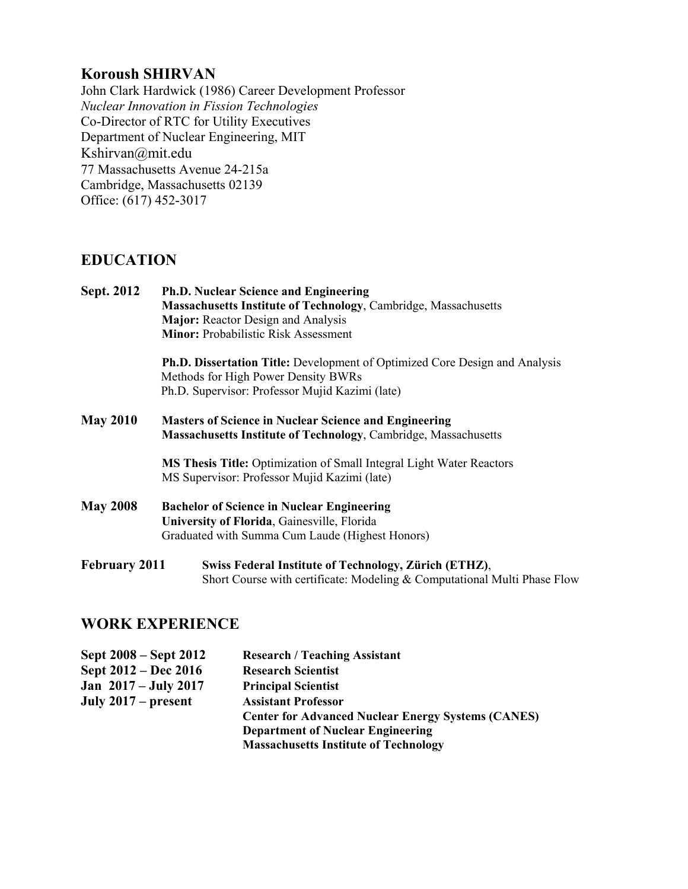## Koroush SHIRVAN

John Clark Hardwick (1986) Career Development Professor
*Nuclear Innovation in Fission Technologies*
Co-Director of RTC for Utility Executives
Department of Nuclear Engineering, MIT
Kshirvan@mit.edu
77 Massachusetts Avenue 24-215a
Cambridge, Massachusetts 02139
Office: (617) 452-3017

## EDUCATION

**Sept. 2012** **Ph.D. Nuclear Science and Engineering**
**Massachusetts Institute of Technology**, Cambridge, Massachusetts
**Major:** Reactor Design and Analysis
**Minor:** Probabilistic Risk Assessment

**Ph.D. Dissertation Title:** Development of Optimized Core Design and Analysis Methods for High Power Density BWRs
Ph.D. Supervisor: Professor Mujid Kazimi (late)

**May 2010** **Masters of Science in Nuclear Science and Engineering**
**Massachusetts Institute of Technology**, Cambridge, Massachusetts

**MS Thesis Title:** Optimization of Small Integral Light Water Reactors
MS Supervisor: Professor Mujid Kazimi (late)

**May 2008** **Bachelor of Science in Nuclear Engineering**
**University of Florida**, Gainesville, Florida
Graduated with Summa Cum Laude (Highest Honors)

**February 2011** **Swiss Federal Institute of Technology, Zürich (ETHZ)**,
Short Course with certificate: Modeling & Computational Multi Phase Flow

## WORK EXPERIENCE

**Sept 2008 – Sept 2012** **Research / Teaching Assistant**
**Sept 2012 – Dec 2016** **Research Scientist**
**Jan 2017 – July 2017** **Principal Scientist**
**July 2017 – present** **Assistant Professor**
**Center for Advanced Nuclear Energy Systems (CANES)**
**Department of Nuclear Engineering**
**Massachusetts Institute of Technology**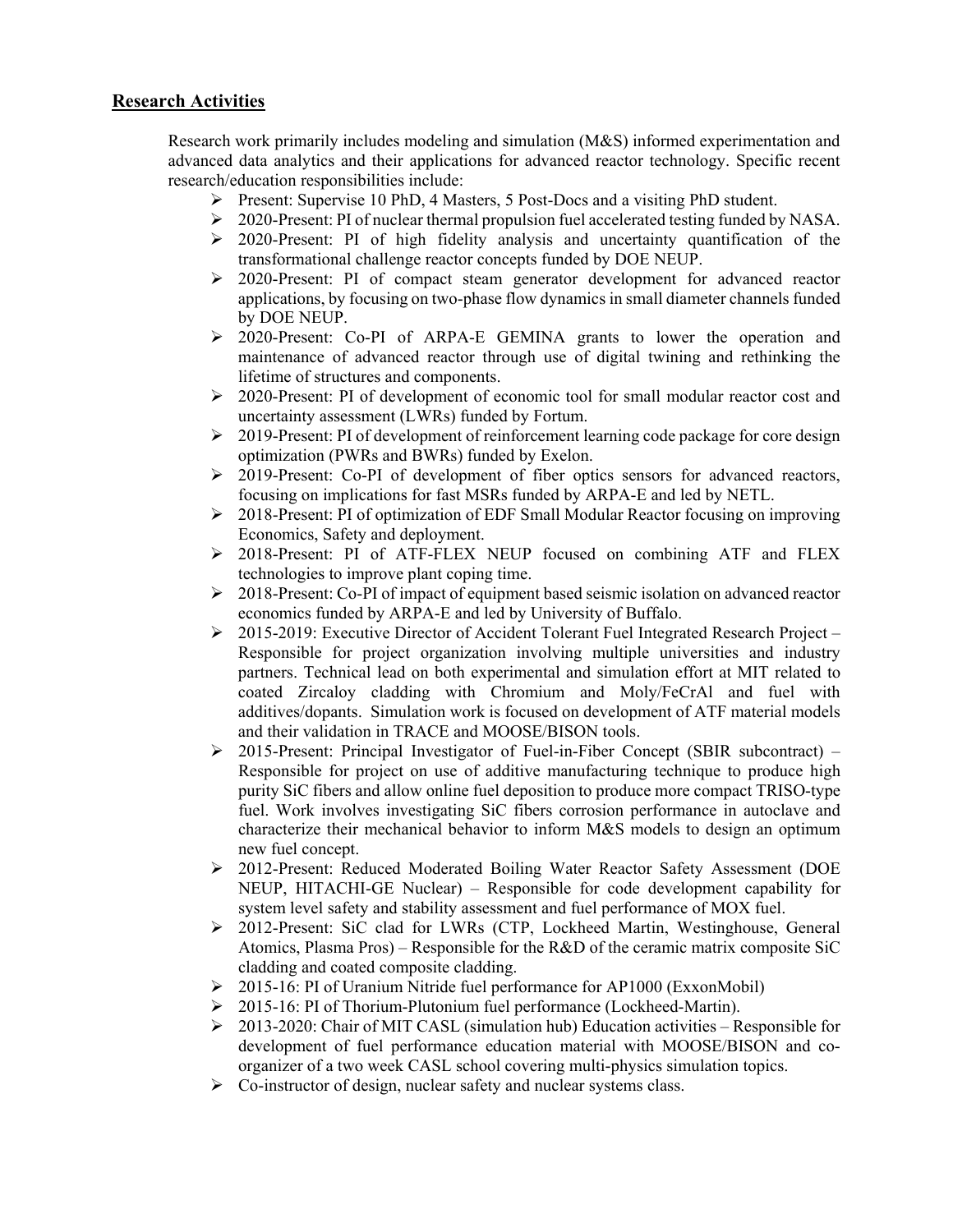## Research Activities

Research work primarily includes modeling and simulation (M&S) informed experimentation and advanced data analytics and their applications for advanced reactor technology. Specific recent research/education responsibilities include:

- Present: Supervise 10 PhD, 4 Masters, 5 Post-Docs and a visiting PhD student.
- 2020-Present: PI of nuclear thermal propulsion fuel accelerated testing funded by NASA.
- 2020-Present: PI of high fidelity analysis and uncertainty quantification of the transformational challenge reactor concepts funded by DOE NEUP.
- 2020-Present: PI of compact steam generator development for advanced reactor applications, by focusing on two-phase flow dynamics in small diameter channels funded by DOE NEUP.
- 2020-Present: Co-PI of ARPA-E GEMINA grants to lower the operation and maintenance of advanced reactor through use of digital twining and rethinking the lifetime of structures and components.
- 2020-Present: PI of development of economic tool for small modular reactor cost and uncertainty assessment (LWRs) funded by Fortum.
- 2019-Present: PI of development of reinforcement learning code package for core design optimization (PWRs and BWRs) funded by Exelon.
- 2019-Present: Co-PI of development of fiber optics sensors for advanced reactors, focusing on implications for fast MSRs funded by ARPA-E and led by NETL.
- 2018-Present: PI of optimization of EDF Small Modular Reactor focusing on improving Economics, Safety and deployment.
- 2018-Present: PI of ATF-FLEX NEUP focused on combining ATF and FLEX technologies to improve plant coping time.
- 2018-Present: Co-PI of impact of equipment based seismic isolation on advanced reactor economics funded by ARPA-E and led by University of Buffalo.
- 2015-2019: Executive Director of Accident Tolerant Fuel Integrated Research Project – Responsible for project organization involving multiple universities and industry partners. Technical lead on both experimental and simulation effort at MIT related to coated Zircaloy cladding with Chromium and Moly/FeCrAl and fuel with additives/dopants. Simulation work is focused on development of ATF material models and their validation in TRACE and MOOSE/BISON tools.
- 2015-Present: Principal Investigator of Fuel-in-Fiber Concept (SBIR subcontract) – Responsible for project on use of additive manufacturing technique to produce high purity SiC fibers and allow online fuel deposition to produce more compact TRISO-type fuel. Work involves investigating SiC fibers corrosion performance in autoclave and characterize their mechanical behavior to inform M&S models to design an optimum new fuel concept.
- 2012-Present: Reduced Moderated Boiling Water Reactor Safety Assessment (DOE NEUP, HITACHI-GE Nuclear) – Responsible for code development capability for system level safety and stability assessment and fuel performance of MOX fuel.
- 2012-Present: SiC clad for LWRs (CTP, Lockheed Martin, Westinghouse, General Atomics, Plasma Pros) – Responsible for the R&D of the ceramic matrix composite SiC cladding and coated composite cladding.
- 2015-16: PI of Uranium Nitride fuel performance for AP1000 (ExxonMobil)
- 2015-16: PI of Thorium-Plutonium fuel performance (Lockheed-Martin).
- 2013-2020: Chair of MIT CASL (simulation hub) Education activities – Responsible for development of fuel performance education material with MOOSE/BISON and co-organizer of a two week CASL school covering multi-physics simulation topics.
- Co-instructor of design, nuclear safety and nuclear systems class.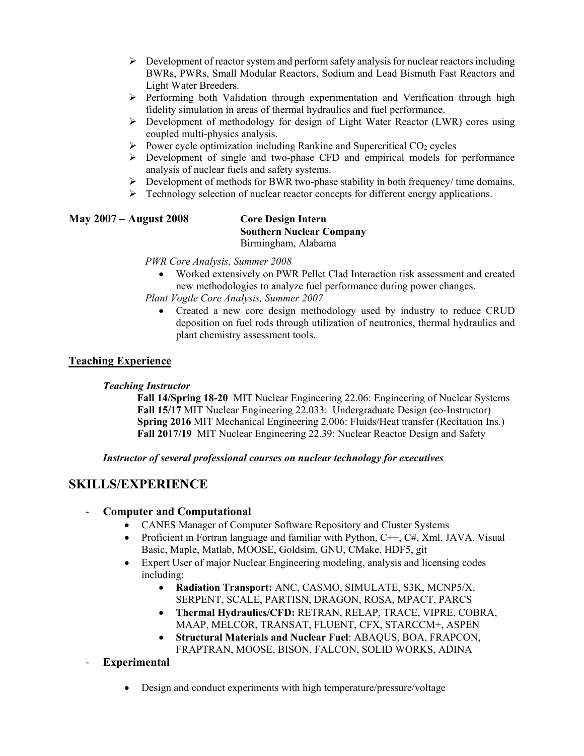- Development of reactor system and perform safety analysis for nuclear reactors including BWRs, PWRs, Small Modular Reactors, Sodium and Lead Bismuth Fast Reactors and Light Water Breeders.
- Performing both Validation through experimentation and Verification through high fidelity simulation in areas of thermal hydraulics and fuel performance.
- Development of methodology for design of Light Water Reactor (LWR) cores using coupled multi-physics analysis.
- Power cycle optimization including Rankine and Supercritical $CO_2$ cycles
- Development of single and two-phase CFD and empirical models for performance analysis of nuclear fuels and safety systems.
- Development of methods for BWR two-phase stability in both frequency/ time domains.
- Technology selection of nuclear reactor concepts for different energy applications.

**May 2007 – August 2008** **Core Design Intern**
**Southern Nuclear Company**
Birmingham, Alabama

*PWR Core Analysis, Summer 2008*

- Worked extensively on PWR Pellet Clad Interaction risk assessment and created new methodologies to analyze fuel performance during power changes.

*Plant Vogtle Core Analysis, Summer 2007*

- Created a new core design methodology used by industry to reduce CRUD deposition on fuel rods through utilization of neutronics, thermal hydraulics and plant chemistry assessment tools.

## Teaching Experience

***Teaching Instructor***

**Fall 14/Spring 18-20** MIT Nuclear Engineering 22.06: Engineering of Nuclear Systems
**Fall 15/17** MIT Nuclear Engineering 22.033: Undergraduate Design (co-Instructor)
**Spring 2016** MIT Mechanical Engineering 2.006: Fluids/Heat transfer (Recitation Ins.)
**Fall 2017/19** MIT Nuclear Engineering 22.39: Nuclear Reactor Design and Safety

***Instructor of several professional courses on nuclear technology for executives***

# SKILLS/EXPERIENCE

- **Computer and Computational**
  - CANES Manager of Computer Software Repository and Cluster Systems
  - Proficient in Fortran language and familiar with Python, C++, C#, Xml, JAVA, Visual Basic, Maple, Matlab, MOOSE, Goldsim, GNU, CMake, HDF5, git
  - Expert User of major Nuclear Engineering modeling, analysis and licensing codes including:
    - **Radiation Transport:** ANC, CASMO, SIMULATE, S3K, MCNP5/X, SERPENT, SCALE, PARTISN, DRAGON, ROSA, MPACT, PARCS
    - **Thermal Hydraulics/CFD:** RETRAN, RELAP, TRACE, VIPRE, COBRA, MAAP, MELCOR, TRANSAT, FLUENT, CFX, STARCCM+, ASPEN
    - **Structural Materials and Nuclear Fuel**: ABAQUS, BOA, FRAPCON, FRAPTRAN, MOOSE, BISON, FALCON, SOLID WORKS, ADINA
- **Experimental**
  - Design and conduct experiments with high temperature/pressure/voltage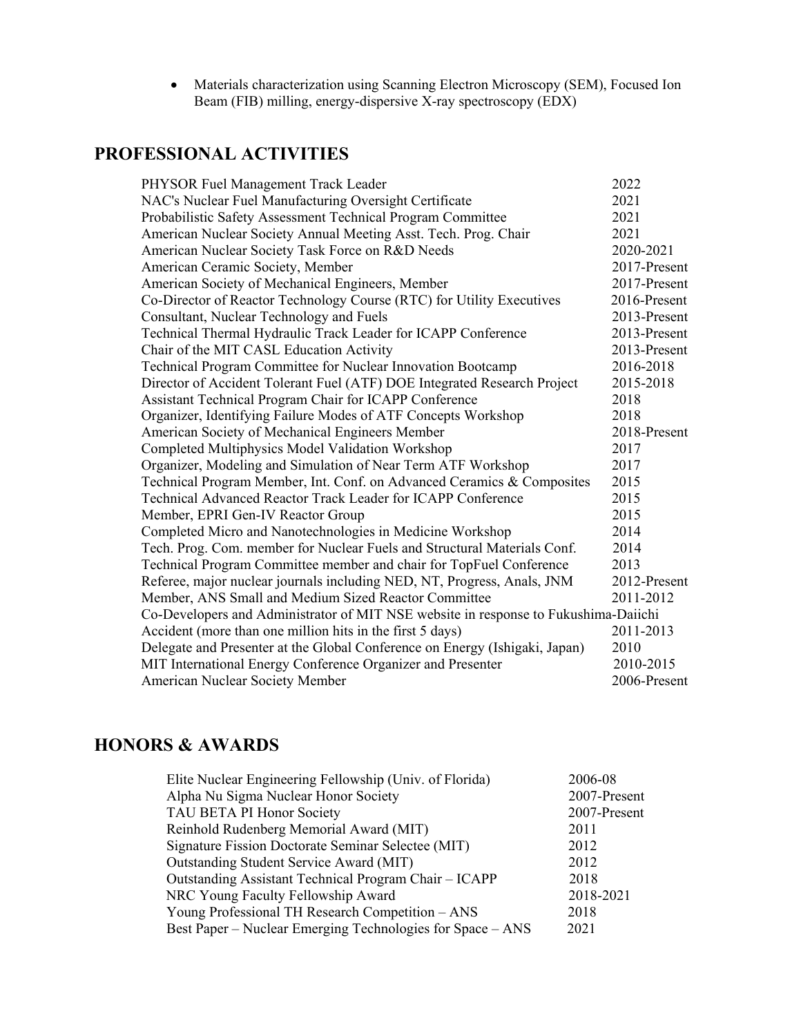- Materials characterization using Scanning Electron Microscopy (SEM), Focused Ion Beam (FIB) milling, energy-dispersive X-ray spectroscopy (EDX)

## PROFESSIONAL ACTIVITIES

| | |
|---|---|
| PHYSOR Fuel Management Track Leader | 2022 |
| NAC's Nuclear Fuel Manufacturing Oversight Certificate | 2021 |
| Probabilistic Safety Assessment Technical Program Committee | 2021 |
| American Nuclear Society Annual Meeting Asst. Tech. Prog. Chair | 2021 |
| American Nuclear Society Task Force on R&D Needs | 2020-2021 |
| American Ceramic Society, Member | 2017-Present |
| American Society of Mechanical Engineers, Member | 2017-Present |
| Co-Director of Reactor Technology Course (RTC) for Utility Executives | 2016-Present |
| Consultant, Nuclear Technology and Fuels | 2013-Present |
| Technical Thermal Hydraulic Track Leader for ICAPP Conference | 2013-Present |
| Chair of the MIT CASL Education Activity | 2013-Present |
| Technical Program Committee for Nuclear Innovation Bootcamp | 2016-2018 |
| Director of Accident Tolerant Fuel (ATF) DOE Integrated Research Project | 2015-2018 |
| Assistant Technical Program Chair for ICAPP Conference | 2018 |
| Organizer, Identifying Failure Modes of ATF Concepts Workshop | 2018 |
| American Society of Mechanical Engineers Member | 2018-Present |
| Completed Multiphysics Model Validation Workshop | 2017 |
| Organizer, Modeling and Simulation of Near Term ATF Workshop | 2017 |
| Technical Program Member, Int. Conf. on Advanced Ceramics & Composites | 2015 |
| Technical Advanced Reactor Track Leader for ICAPP Conference | 2015 |
| Member, EPRI Gen-IV Reactor Group | 2015 |
| Completed Micro and Nanotechnologies in Medicine Workshop | 2014 |
| Tech. Prog. Com. member for Nuclear Fuels and Structural Materials Conf. | 2014 |
| Technical Program Committee member and chair for TopFuel Conference | 2013 |
| Referee, major nuclear journals including NED, NT, Progress, Anals, JNM | 2012-Present |
| Member, ANS Small and Medium Sized Reactor Committee | 2011-2012 |
| Co-Developers and Administrator of MIT NSE website in response to Fukushima-Daiichi Accident (more than one million hits in the first 5 days) | 2011-2013 |
| Delegate and Presenter at the Global Conference on Energy (Ishigaki, Japan) | 2010 |
| MIT International Energy Conference Organizer and Presenter | 2010-2015 |
| American Nuclear Society Member | 2006-Present |

## HONORS & AWARDS

| | |
|---|---|
| Elite Nuclear Engineering Fellowship (Univ. of Florida) | 2006-08 |
| Alpha Nu Sigma Nuclear Honor Society | 2007-Present |
| TAU BETA PI Honor Society | 2007-Present |
| Reinhold Rudenberg Memorial Award (MIT) | 2011 |
| Signature Fission Doctorate Seminar Selectee (MIT) | 2012 |
| Outstanding Student Service Award (MIT) | 2012 |
| Outstanding Assistant Technical Program Chair – ICAPP | 2018 |
| NRC Young Faculty Fellowship Award | 2018-2021 |
| Young Professional TH Research Competition – ANS | 2018 |
| Best Paper – Nuclear Emerging Technologies for Space – ANS | 2021 |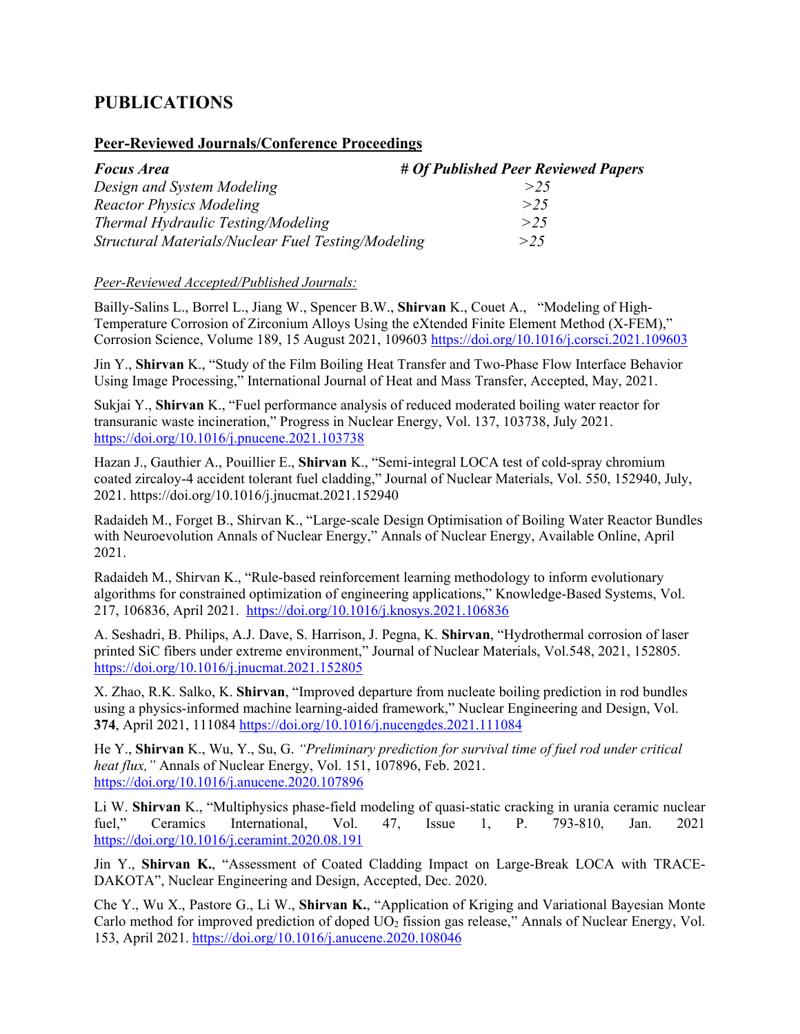# PUBLICATIONS

## Peer-Reviewed Journals/Conference Proceedings

| *Focus Area* | *# Of Published Peer Reviewed Papers* |
| --- | --- |
| *Design and System Modeling* | *>25* |
| *Reactor Physics Modeling* | *>25* |
| *Thermal Hydraulic Testing/Modeling* | *>25* |
| *Structural Materials/Nuclear Fuel Testing/Modeling* | *>25* |

*Peer-Reviewed Accepted/Published Journals:*

Bailly-Salins L., Borrel L., Jiang W., Spencer B.W., **Shirvan** K., Couet A., "Modeling of High-Temperature Corrosion of Zirconium Alloys Using the eXtended Finite Element Method (X-FEM)," Corrosion Science, Volume 189, 15 August 2021, 109603 https://doi.org/10.1016/j.corsci.2021.109603

Jin Y., **Shirvan** K., "Study of the Film Boiling Heat Transfer and Two-Phase Flow Interface Behavior Using Image Processing," International Journal of Heat and Mass Transfer, Accepted, May, 2021.

Sukjai Y., **Shirvan** K., "Fuel performance analysis of reduced moderated boiling water reactor for transuranic waste incineration," Progress in Nuclear Energy, Vol. 137, 103738, July 2021. https://doi.org/10.1016/j.pnucene.2021.103738

Hazan J., Gauthier A., Pouillier E., **Shirvan** K., "Semi-integral LOCA test of cold-spray chromium coated zircaloy-4 accident tolerant fuel cladding," Journal of Nuclear Materials, Vol. 550, 152940, July, 2021. https://doi.org/10.1016/j.jnucmat.2021.152940

Radaideh M., Forget B., Shirvan K., "Large-scale Design Optimisation of Boiling Water Reactor Bundles with Neuroevolution Annals of Nuclear Energy," Annals of Nuclear Energy, Available Online, April 2021.

Radaideh M., **Shirvan** K., "Rule-based reinforcement learning methodology to inform evolutionary algorithms for constrained optimization of engineering applications," Knowledge-Based Systems, Vol. 217, 106836, April 2021. https://doi.org/10.1016/j.knosys.2021.106836

A. Seshadri, B. Philips, A.J. Dave, S. Harrison, J. Pegna, K. **Shirvan**, "Hydrothermal corrosion of laser printed SiC fibers under extreme environment," Journal of Nuclear Materials, Vol.548, 2021, 152805. https://doi.org/10.1016/j.jnucmat.2021.152805

X. Zhao, R.K. Salko, K. **Shirvan**, "Improved departure from nucleate boiling prediction in rod bundles using a physics-informed machine learning-aided framework," Nuclear Engineering and Design, Vol. **374**, April 2021, 111084 https://doi.org/10.1016/j.nucengdes.2021.111084

He Y., **Shirvan** K., Wu, Y., Su, G. *"Preliminary prediction for survival time of fuel rod under critical heat flux,"* Annals of Nuclear Energy, Vol. 151, 107896, Feb. 2021. https://doi.org/10.1016/j.anucene.2020.107896

Li W. **Shirvan** K., "Multiphysics phase-field modeling of quasi-static cracking in urania ceramic nuclear fuel," Ceramics International, Vol. 47, Issue 1, P. 793-810, Jan. 2021 https://doi.org/10.1016/j.ceramint.2020.08.191

Jin Y., **Shirvan K.**, "Assessment of Coated Cladding Impact on Large-Break LOCA with TRACE-DAKOTA", Nuclear Engineering and Design, Accepted, Dec. 2020.

Che Y., Wu X., Pastore G., Li W., **Shirvan K.**, "Application of Kriging and Variational Bayesian Monte Carlo method for improved prediction of doped $UO_2$ fission gas release," Annals of Nuclear Energy, Vol. 153, April 2021. https://doi.org/10.1016/j.anucene.2020.108046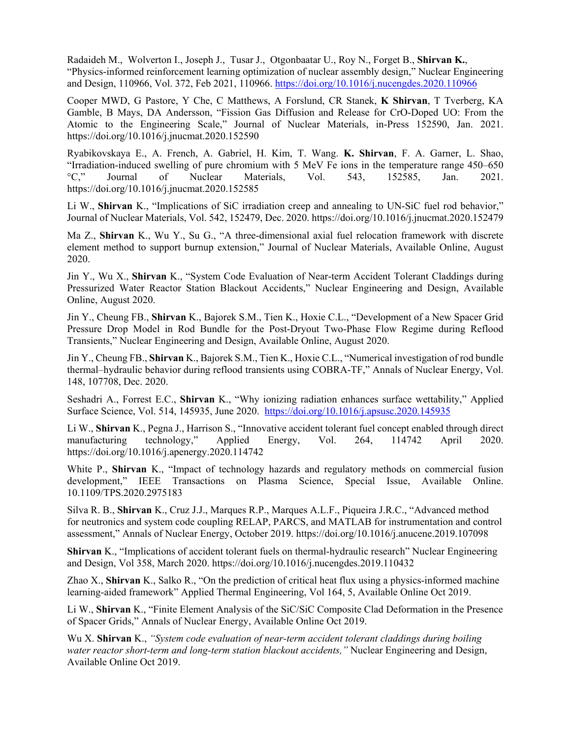Radaideh M., Wolverton I., Joseph J., Tusar J., Otgonbaatar U., Roy N., Forget B., **Shirvan K.**, "Physics-informed reinforcement learning optimization of nuclear assembly design," Nuclear Engineering and Design, 110966, Vol. 372, Feb 2021, 110966. https://doi.org/10.1016/j.nucengdes.2020.110966

Cooper MWD, G Pastore, Y Che, C Matthews, A Forslund, CR Stanek, **K Shirvan**, T Tverberg, KA Gamble, B Mays, DA Andersson, "Fission Gas Diffusion and Release for CrO-Doped UO: From the Atomic to the Engineering Scale," Journal of Nuclear Materials, in-Press 152590, Jan. 2021. https://doi.org/10.1016/j.jnucmat.2020.152590

Ryabikovskaya E., A. French, A. Gabriel, H. Kim, T. Wang. **K. Shirvan**, F. A. Garner, L. Shao, "Irradiation-induced swelling of pure chromium with 5 MeV Fe ions in the temperature range 450–650 °C," Journal of Nuclear Materials, Vol. 543, 152585, Jan. 2021. https://doi.org/10.1016/j.jnucmat.2020.152585

Li W., **Shirvan** K., "Implications of SiC irradiation creep and annealing to UN-SiC fuel rod behavior," Journal of Nuclear Materials, Vol. 542, 152479, Dec. 2020. https://doi.org/10.1016/j.jnucmat.2020.152479

Ma Z., **Shirvan** K., Wu Y., Su G., "A three-dimensional axial fuel relocation framework with discrete element method to support burnup extension," Journal of Nuclear Materials, Available Online, August 2020.

Jin Y., Wu X., **Shirvan** K., "System Code Evaluation of Near-term Accident Tolerant Claddings during Pressurized Water Reactor Station Blackout Accidents," Nuclear Engineering and Design, Available Online, August 2020.

Jin Y., Cheung FB., **Shirvan** K., Bajorek S.M., Tien K., Hoxie C.L., "Development of a New Spacer Grid Pressure Drop Model in Rod Bundle for the Post-Dryout Two-Phase Flow Regime during Reflood Transients," Nuclear Engineering and Design, Available Online, August 2020.

Jin Y., Cheung FB., **Shirvan** K., Bajorek S.M., Tien K., Hoxie C.L., "Numerical investigation of rod bundle thermal–hydraulic behavior during reflood transients using COBRA-TF," Annals of Nuclear Energy, Vol. 148, 107708, Dec. 2020.

Seshadri A., Forrest E.C., **Shirvan** K., "Why ionizing radiation enhances surface wettability," Applied Surface Science, Vol. 514, 145935, June 2020. https://doi.org/10.1016/j.apsusc.2020.145935

Li W., **Shirvan** K., Pegna J., Harrison S., "Innovative accident tolerant fuel concept enabled through direct manufacturing technology," Applied Energy, Vol. 264, 114742 April 2020. https://doi.org/10.1016/j.apenergy.2020.114742

White P., **Shirvan** K., "Impact of technology hazards and regulatory methods on commercial fusion development," IEEE Transactions on Plasma Science, Special Issue, Available Online. 10.1109/TPS.2020.2975183

Silva R. B., **Shirvan** K., Cruz J.J., Marques R.P., Marques A.L.F., Piqueira J.R.C., "Advanced method for neutronics and system code coupling RELAP, PARCS, and MATLAB for instrumentation and control assessment," Annals of Nuclear Energy, October 2019. https://doi.org/10.1016/j.anucene.2019.107098

**Shirvan** K., "Implications of accident tolerant fuels on thermal-hydraulic research" Nuclear Engineering and Design, Vol 358, March 2020. https://doi.org/10.1016/j.nucengdes.2019.110432

Zhao X., **Shirvan** K., Salko R., "On the prediction of critical heat flux using a physics-informed machine learning-aided framework" Applied Thermal Engineering, Vol 164, 5, Available Online Oct 2019.

Li W., **Shirvan** K., "Finite Element Analysis of the SiC/SiC Composite Clad Deformation in the Presence of Spacer Grids," Annals of Nuclear Energy, Available Online Oct 2019.

Wu X. **Shirvan** K., *"System code evaluation of near-term accident tolerant claddings during boiling water reactor short-term and long-term station blackout accidents,"* Nuclear Engineering and Design, Available Online Oct 2019.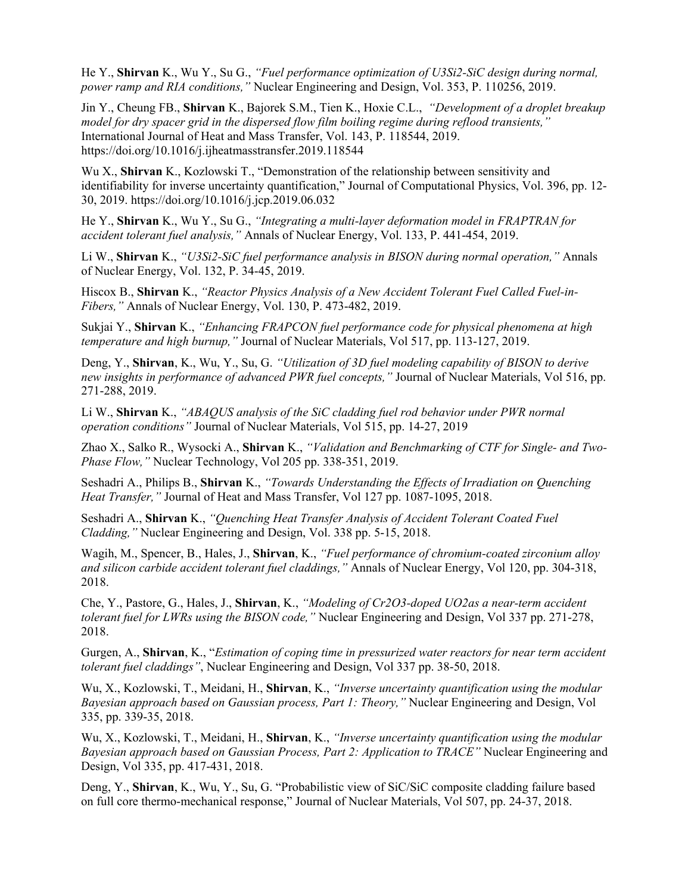He Y., **Shirvan** K., Wu Y., Su G., *"Fuel performance optimization of U3Si2-SiC design during normal, power ramp and RIA conditions,"* Nuclear Engineering and Design, Vol. 353, P. 110256, 2019.

Jin Y., Cheung FB., **Shirvan** K., Bajorek S.M., Tien K., Hoxie C.L., *"Development of a droplet breakup model for dry spacer grid in the dispersed flow film boiling regime during reflood transients,"* International Journal of Heat and Mass Transfer, Vol. 143, P. 118544, 2019. https://doi.org/10.1016/j.ijheatmasstransfer.2019.118544

Wu X., **Shirvan** K., Kozlowski T., "Demonstration of the relationship between sensitivity and identifiability for inverse uncertainty quantification," Journal of Computational Physics, Vol. 396, pp. 12-30, 2019. https://doi.org/10.1016/j.jcp.2019.06.032

He Y., **Shirvan** K., Wu Y., Su G., *"Integrating a multi-layer deformation model in FRAPTRAN for accident tolerant fuel analysis,"* Annals of Nuclear Energy, Vol. 133, P. 441-454, 2019.

Li W., **Shirvan** K., *"U3Si2-SiC fuel performance analysis in BISON during normal operation,"* Annals of Nuclear Energy, Vol. 132, P. 34-45, 2019.

Hiscox B., **Shirvan** K., *"Reactor Physics Analysis of a New Accident Tolerant Fuel Called Fuel-in-Fibers,"* Annals of Nuclear Energy, Vol. 130, P. 473-482, 2019.

Sukjai Y., **Shirvan** K., *"Enhancing FRAPCON fuel performance code for physical phenomena at high temperature and high burnup,"* Journal of Nuclear Materials, Vol 517, pp. 113-127, 2019.

Deng, Y., **Shirvan**, K., Wu, Y., Su, G. *"Utilization of 3D fuel modeling capability of BISON to derive new insights in performance of advanced PWR fuel concepts,"* Journal of Nuclear Materials, Vol 516, pp. 271-288, 2019.

Li W., **Shirvan** K., *"ABAQUS analysis of the SiC cladding fuel rod behavior under PWR normal operation conditions"* Journal of Nuclear Materials, Vol 515, pp. 14-27, 2019

Zhao X., Salko R., Wysocki A., **Shirvan** K., *"Validation and Benchmarking of CTF for Single- and Two-Phase Flow,"* Nuclear Technology, Vol 205 pp. 338-351, 2019.

Seshadri A., Philips B., **Shirvan** K., *"Towards Understanding the Effects of Irradiation on Quenching Heat Transfer,"* Journal of Heat and Mass Transfer, Vol 127 pp. 1087-1095, 2018.

Seshadri A., **Shirvan** K., *"Quenching Heat Transfer Analysis of Accident Tolerant Coated Fuel Cladding,"* Nuclear Engineering and Design, Vol. 338 pp. 5-15, 2018.

Wagih, M., Spencer, B., Hales, J., **Shirvan**, K., *"Fuel performance of chromium-coated zirconium alloy and silicon carbide accident tolerant fuel claddings,"* Annals of Nuclear Energy, Vol 120, pp. 304-318, 2018.

Che, Y., Pastore, G., Hales, J., **Shirvan**, K., *"Modeling of Cr2O3-doped UO2as a near-term accident tolerant fuel for LWRs using the BISON code,"* Nuclear Engineering and Design, Vol 337 pp. 271-278, 2018.

Gurgen, A., **Shirvan**, K., "*Estimation of coping time in pressurized water reactors for near term accident tolerant fuel claddings"*, Nuclear Engineering and Design, Vol 337 pp. 38-50, 2018.

Wu, X., Kozlowski, T., Meidani, H., **Shirvan**, K., *"Inverse uncertainty quantification using the modular Bayesian approach based on Gaussian process, Part 1: Theory,"* Nuclear Engineering and Design, Vol 335, pp. 339-35, 2018.

Wu, X., Kozlowski, T., Meidani, H., **Shirvan**, K., *"Inverse uncertainty quantification using the modular Bayesian approach based on Gaussian Process, Part 2: Application to TRACE"* Nuclear Engineering and Design, Vol 335, pp. 417-431, 2018.

Deng, Y., **Shirvan**, K., Wu, Y., Su, G. "Probabilistic view of SiC/SiC composite cladding failure based on full core thermo-mechanical response," Journal of Nuclear Materials, Vol 507, pp. 24-37, 2018.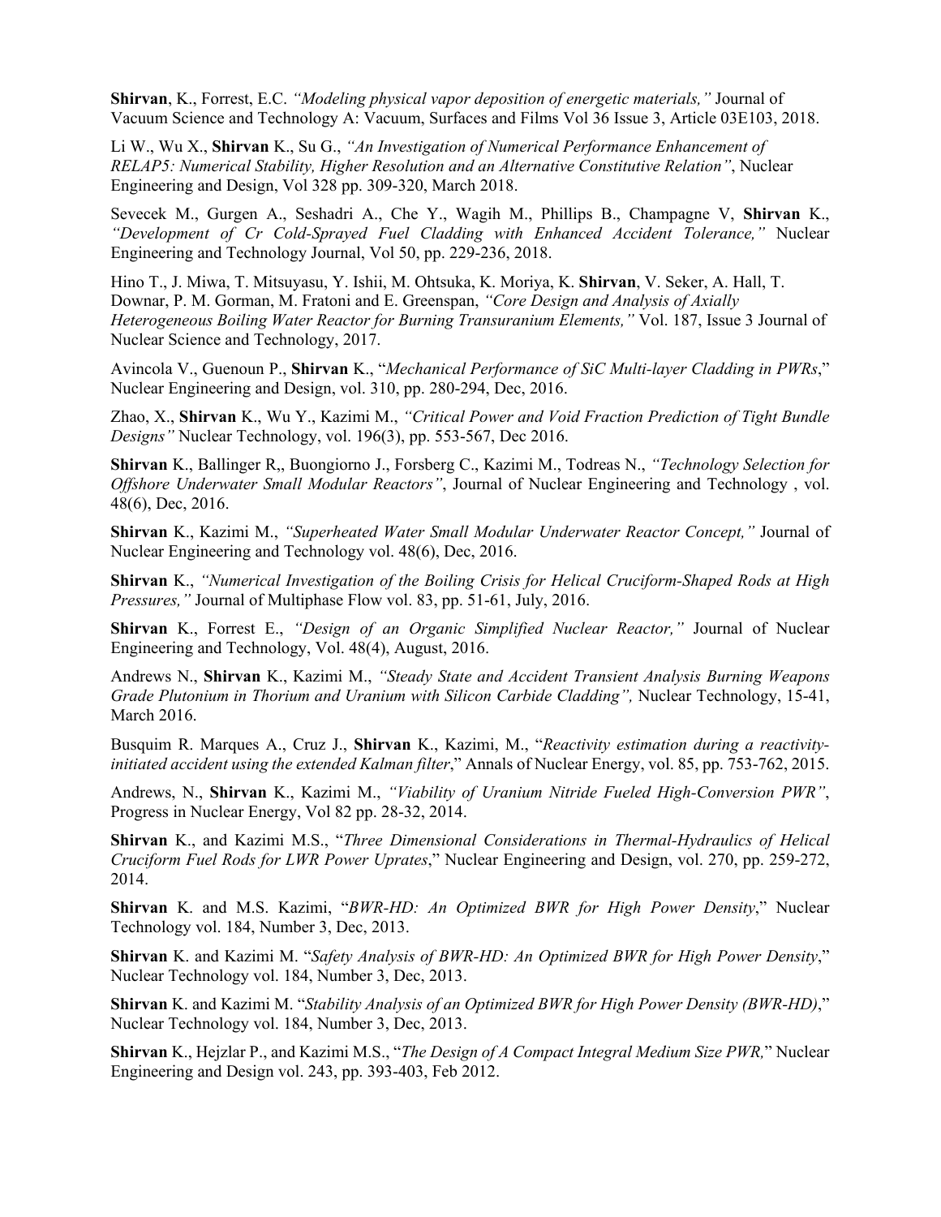**Shirvan**, K., Forrest, E.C. *"Modeling physical vapor deposition of energetic materials,"* Journal of Vacuum Science and Technology A: Vacuum, Surfaces and Films Vol 36 Issue 3, Article 03E103, 2018.

Li W., Wu X., **Shirvan** K., Su G., *"An Investigation of Numerical Performance Enhancement of RELAP5: Numerical Stability, Higher Resolution and an Alternative Constitutive Relation"*, Nuclear Engineering and Design, Vol 328 pp. 309-320, March 2018.

Sevecek M., Gurgen A., Seshadri A., Che Y., Wagih M., Phillips B., Champagne V, **Shirvan** K., *"Development of Cr Cold-Sprayed Fuel Cladding with Enhanced Accident Tolerance,"* Nuclear Engineering and Technology Journal, Vol 50, pp. 229-236, 2018.

Hino T., J. Miwa, T. Mitsuyasu, Y. Ishii, M. Ohtsuka, K. Moriya, K. **Shirvan**, V. Seker, A. Hall, T. Downar, P. M. Gorman, M. Fratoni and E. Greenspan, *"Core Design and Analysis of Axially Heterogeneous Boiling Water Reactor for Burning Transuranium Elements,"* Vol. 187, Issue 3 Journal of Nuclear Science and Technology, 2017.

Avincola V., Guenoun P., **Shirvan** K., "*Mechanical Performance of SiC Multi-layer Cladding in PWRs*," Nuclear Engineering and Design, vol. 310, pp. 280-294, Dec, 2016.

Zhao, X., **Shirvan** K., Wu Y., Kazimi M., *"Critical Power and Void Fraction Prediction of Tight Bundle Designs"* Nuclear Technology, vol. 196(3), pp. 553-567, Dec 2016.

**Shirvan** K., Ballinger R,, Buongiorno J., Forsberg C., Kazimi M., Todreas N., *"Technology Selection for Offshore Underwater Small Modular Reactors"*, Journal of Nuclear Engineering and Technology , vol. 48(6), Dec, 2016.

**Shirvan** K., Kazimi M., *"Superheated Water Small Modular Underwater Reactor Concept,"* Journal of Nuclear Engineering and Technology vol. 48(6), Dec, 2016.

**Shirvan** K., *"Numerical Investigation of the Boiling Crisis for Helical Cruciform-Shaped Rods at High Pressures,"* Journal of Multiphase Flow vol. 83, pp. 51-61, July, 2016.

**Shirvan** K., Forrest E., *"Design of an Organic Simplified Nuclear Reactor,"* Journal of Nuclear Engineering and Technology, Vol. 48(4), August, 2016.

Andrews N., **Shirvan** K., Kazimi M., *"Steady State and Accident Transient Analysis Burning Weapons Grade Plutonium in Thorium and Uranium with Silicon Carbide Cladding",* Nuclear Technology, 15-41, March 2016.

Busquim R. Marques A., Cruz J., **Shirvan** K., Kazimi, M., "*Reactivity estimation during a reactivity-initiated accident using the extended Kalman filter*," Annals of Nuclear Energy, vol. 85, pp. 753-762, 2015.

Andrews, N., **Shirvan** K., Kazimi M., *"Viability of Uranium Nitride Fueled High-Conversion PWR"*, Progress in Nuclear Energy, Vol 82 pp. 28-32, 2014.

**Shirvan** K., and Kazimi M.S., "*Three Dimensional Considerations in Thermal-Hydraulics of Helical Cruciform Fuel Rods for LWR Power Uprates*," Nuclear Engineering and Design, vol. 270, pp. 259-272, 2014.

**Shirvan** K. and M.S. Kazimi, "*BWR-HD: An Optimized BWR for High Power Density*," Nuclear Technology vol. 184, Number 3, Dec, 2013.

**Shirvan** K. and Kazimi M. "*Safety Analysis of BWR-HD: An Optimized BWR for High Power Density*," Nuclear Technology vol. 184, Number 3, Dec, 2013.

**Shirvan** K. and Kazimi M. "*Stability Analysis of an Optimized BWR for High Power Density (BWR-HD)*," Nuclear Technology vol. 184, Number 3, Dec, 2013.

**Shirvan** K., Hejzlar P., and Kazimi M.S., "*The Design of A Compact Integral Medium Size PWR,*" Nuclear Engineering and Design vol. 243, pp. 393-403, Feb 2012.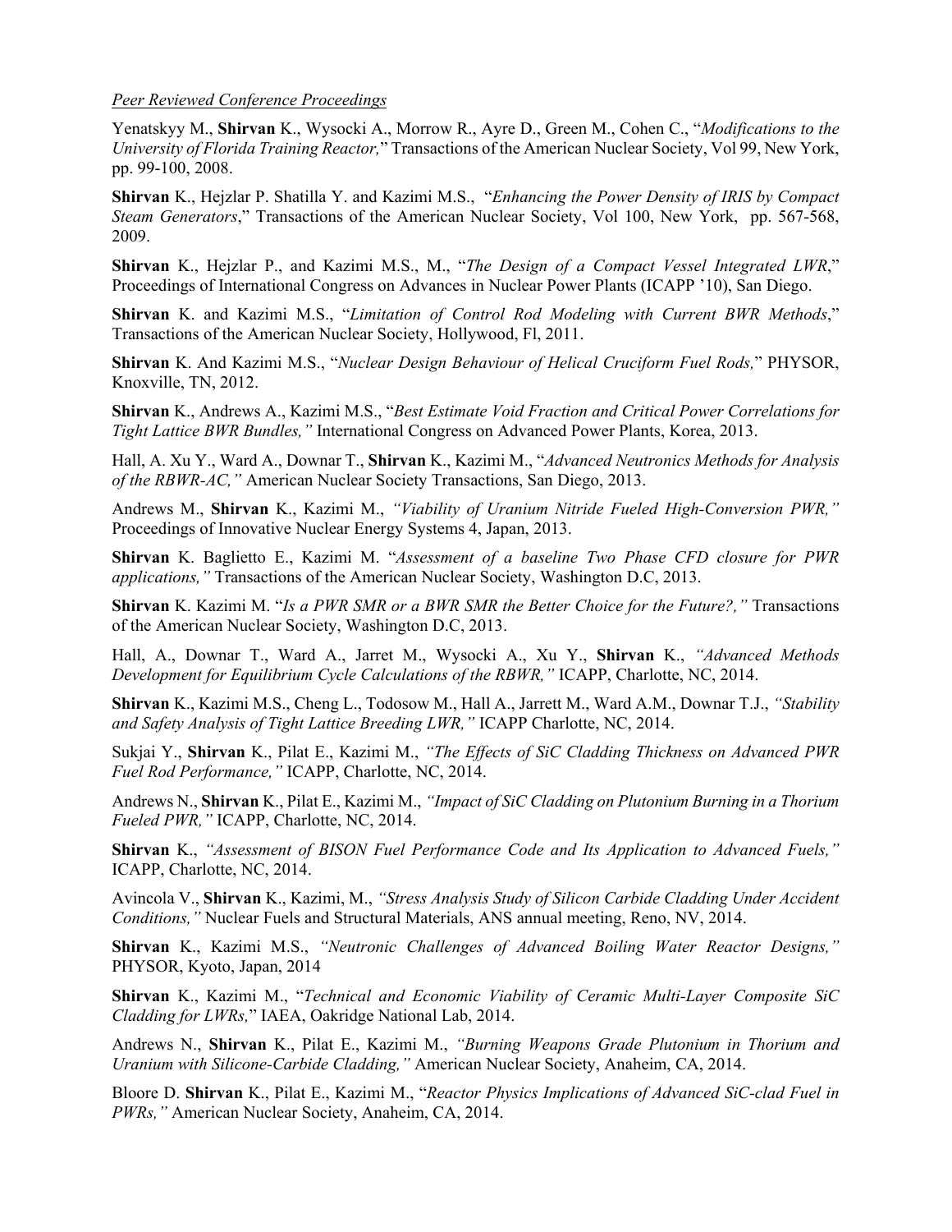*Peer Reviewed Conference Proceedings*

Yenatskyy M., **Shirvan** K., Wysocki A., Morrow R., Ayre D., Green M., Cohen C., "*Modifications to the University of Florida Training Reactor,*" Transactions of the American Nuclear Society, Vol 99, New York, pp. 99-100, 2008.

**Shirvan** K., Hejzlar P. Shatilla Y. and Kazimi M.S., "*Enhancing the Power Density of IRIS by Compact Steam Generators*," Transactions of the American Nuclear Society, Vol 100, New York, pp. 567-568, 2009.

**Shirvan** K., Hejzlar P., and Kazimi M.S., M., "*The Design of a Compact Vessel Integrated LWR*," Proceedings of International Congress on Advances in Nuclear Power Plants (ICAPP '10), San Diego.

**Shirvan** K. and Kazimi M.S., "*Limitation of Control Rod Modeling with Current BWR Methods*," Transactions of the American Nuclear Society, Hollywood, Fl, 2011.

**Shirvan** K. And Kazimi M.S., "*Nuclear Design Behaviour of Helical Cruciform Fuel Rods,*" PHYSOR, Knoxville, TN, 2012.

**Shirvan** K., Andrews A., Kazimi M.S., "*Best Estimate Void Fraction and Critical Power Correlations for Tight Lattice BWR Bundles,*" International Congress on Advanced Power Plants, Korea, 2013.

Hall, A. Xu Y., Ward A., Downar T., **Shirvan** K., Kazimi M., "*Advanced Neutronics Methods for Analysis of the RBWR-AC,*" American Nuclear Society Transactions, San Diego, 2013.

Andrews M., **Shirvan** K., Kazimi M., *"Viability of Uranium Nitride Fueled High-Conversion PWR,"* Proceedings of Innovative Nuclear Energy Systems 4, Japan, 2013.

**Shirvan** K. Baglietto E., Kazimi M. "*Assessment of a baseline Two Phase CFD closure for PWR applications,"* Transactions of the American Nuclear Society, Washington D.C, 2013.

**Shirvan** K. Kazimi M. "*Is a PWR SMR or a BWR SMR the Better Choice for the Future?,"* Transactions of the American Nuclear Society, Washington D.C, 2013.

Hall, A., Downar T., Ward A., Jarret M., Wysocki A., Xu Y., **Shirvan** K., *"Advanced Methods Development for Equilibrium Cycle Calculations of the RBWR,"* ICAPP, Charlotte, NC, 2014.

**Shirvan** K., Kazimi M.S., Cheng L., Todosow M., Hall A., Jarrett M., Ward A.M., Downar T.J., *"Stability and Safety Analysis of Tight Lattice Breeding LWR,"* ICAPP Charlotte, NC, 2014.

Sukjai Y., **Shirvan** K., Pilat E., Kazimi M., *"The Effects of SiC Cladding Thickness on Advanced PWR Fuel Rod Performance,"* ICAPP, Charlotte, NC, 2014.

Andrews N., **Shirvan** K., Pilat E., Kazimi M., *"Impact of SiC Cladding on Plutonium Burning in a Thorium Fueled PWR,"* ICAPP, Charlotte, NC, 2014.

**Shirvan** K., *"Assessment of BISON Fuel Performance Code and Its Application to Advanced Fuels,"* ICAPP, Charlotte, NC, 2014.

Avincola V., **Shirvan** K., Kazimi, M., *"Stress Analysis Study of Silicon Carbide Cladding Under Accident Conditions,"* Nuclear Fuels and Structural Materials, ANS annual meeting, Reno, NV, 2014.

**Shirvan** K., Kazimi M.S., *"Neutronic Challenges of Advanced Boiling Water Reactor Designs,"* PHYSOR, Kyoto, Japan, 2014

**Shirvan** K., Kazimi M., "*Technical and Economic Viability of Ceramic Multi-Layer Composite SiC Cladding for LWRs,*" IAEA, Oakridge National Lab, 2014.

Andrews N., **Shirvan** K., Pilat E., Kazimi M., *"Burning Weapons Grade Plutonium in Thorium and Uranium with Silicone-Carbide Cladding,"* American Nuclear Society, Anaheim, CA, 2014.

Bloore D. **Shirvan** K., Pilat E., Kazimi M., "*Reactor Physics Implications of Advanced SiC-clad Fuel in PWRs,"* American Nuclear Society, Anaheim, CA, 2014.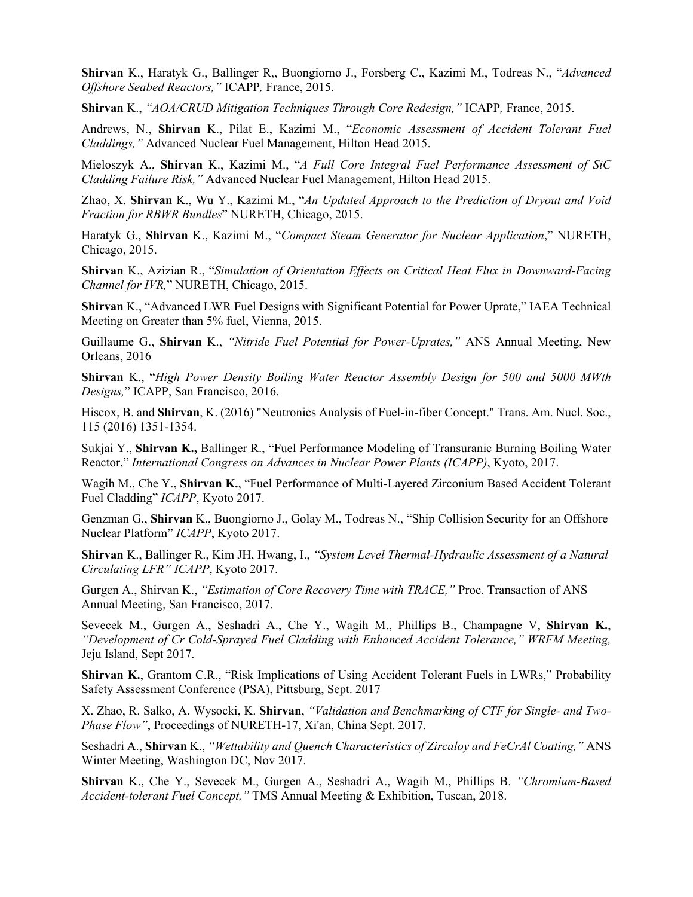**Shirvan** K., Haratyk G., Ballinger R,, Buongiorno J., Forsberg C., Kazimi M., Todreas N., "*Advanced Offshore Seabed Reactors,"* ICAPP*,* France, 2015.

**Shirvan** K., *"AOA/CRUD Mitigation Techniques Through Core Redesign,"* ICAPP*,* France, 2015.

Andrews, N., **Shirvan** K., Pilat E., Kazimi M., "*Economic Assessment of Accident Tolerant Fuel Claddings,"* Advanced Nuclear Fuel Management, Hilton Head 2015.

Mieloszyk A., **Shirvan** K., Kazimi M., "*A Full Core Integral Fuel Performance Assessment of SiC Cladding Failure Risk,"* Advanced Nuclear Fuel Management, Hilton Head 2015.

Zhao, X. **Shirvan** K., Wu Y., Kazimi M., "*An Updated Approach to the Prediction of Dryout and Void Fraction for RBWR Bundles*" NURETH, Chicago, 2015.

Haratyk G., **Shirvan** K., Kazimi M., "*Compact Steam Generator for Nuclear Application*," NURETH, Chicago, 2015.

**Shirvan** K., Azizian R., "*Simulation of Orientation Effects on Critical Heat Flux in Downward-Facing Channel for IVR,*" NURETH, Chicago, 2015.

**Shirvan** K., "Advanced LWR Fuel Designs with Significant Potential for Power Uprate," IAEA Technical Meeting on Greater than 5% fuel, Vienna, 2015.

Guillaume G., **Shirvan** K., *"Nitride Fuel Potential for Power-Uprates,"* ANS Annual Meeting, New Orleans, 2016

**Shirvan** K., "*High Power Density Boiling Water Reactor Assembly Design for 500 and 5000 MWth Designs,*" ICAPP, San Francisco, 2016.

Hiscox, B. and **Shirvan**, K. (2016) "Neutronics Analysis of Fuel-in-fiber Concept." Trans. Am. Nucl. Soc., 115 (2016) 1351-1354.

Sukjai Y., **Shirvan K.,** Ballinger R., "Fuel Performance Modeling of Transuranic Burning Boiling Water Reactor," *International Congress on Advances in Nuclear Power Plants (ICAPP)*, Kyoto, 2017.

Wagih M., Che Y., **Shirvan K.**, "Fuel Performance of Multi-Layered Zirconium Based Accident Tolerant Fuel Cladding" *ICAPP*, Kyoto 2017.

Genzman G., **Shirvan** K., Buongiorno J., Golay M., Todreas N., "Ship Collision Security for an Offshore Nuclear Platform" *ICAPP*, Kyoto 2017.

**Shirvan** K., Ballinger R., Kim JH, Hwang, I., *"System Level Thermal-Hydraulic Assessment of a Natural Circulating LFR" ICAPP*, Kyoto 2017.

Gurgen A., Shirvan K., *"Estimation of Core Recovery Time with TRACE,"* Proc. Transaction of ANS Annual Meeting, San Francisco, 2017.

Sevecek M., Gurgen A., Seshadri A., Che Y., Wagih M., Phillips B., Champagne V, **Shirvan K.**, *"Development of Cr Cold-Sprayed Fuel Cladding with Enhanced Accident Tolerance," WRFM Meeting,* Jeju Island, Sept 2017.

**Shirvan K.**, Grantom C.R., "Risk Implications of Using Accident Tolerant Fuels in LWRs," Probability Safety Assessment Conference (PSA), Pittsburg, Sept. 2017

X. Zhao, R. Salko, A. Wysocki, K. **Shirvan**, *"Validation and Benchmarking of CTF for Single- and Two-Phase Flow"*, Proceedings of NURETH-17, Xi'an, China Sept. 2017.

Seshadri A., **Shirvan** K., *"Wettability and Quench Characteristics of Zircaloy and FeCrAl Coating,"* ANS Winter Meeting, Washington DC, Nov 2017.

**Shirvan** K., Che Y., Sevecek M., Gurgen A., Seshadri A., Wagih M., Phillips B. *"Chromium-Based Accident-tolerant Fuel Concept,"* TMS Annual Meeting & Exhibition, Tuscan, 2018.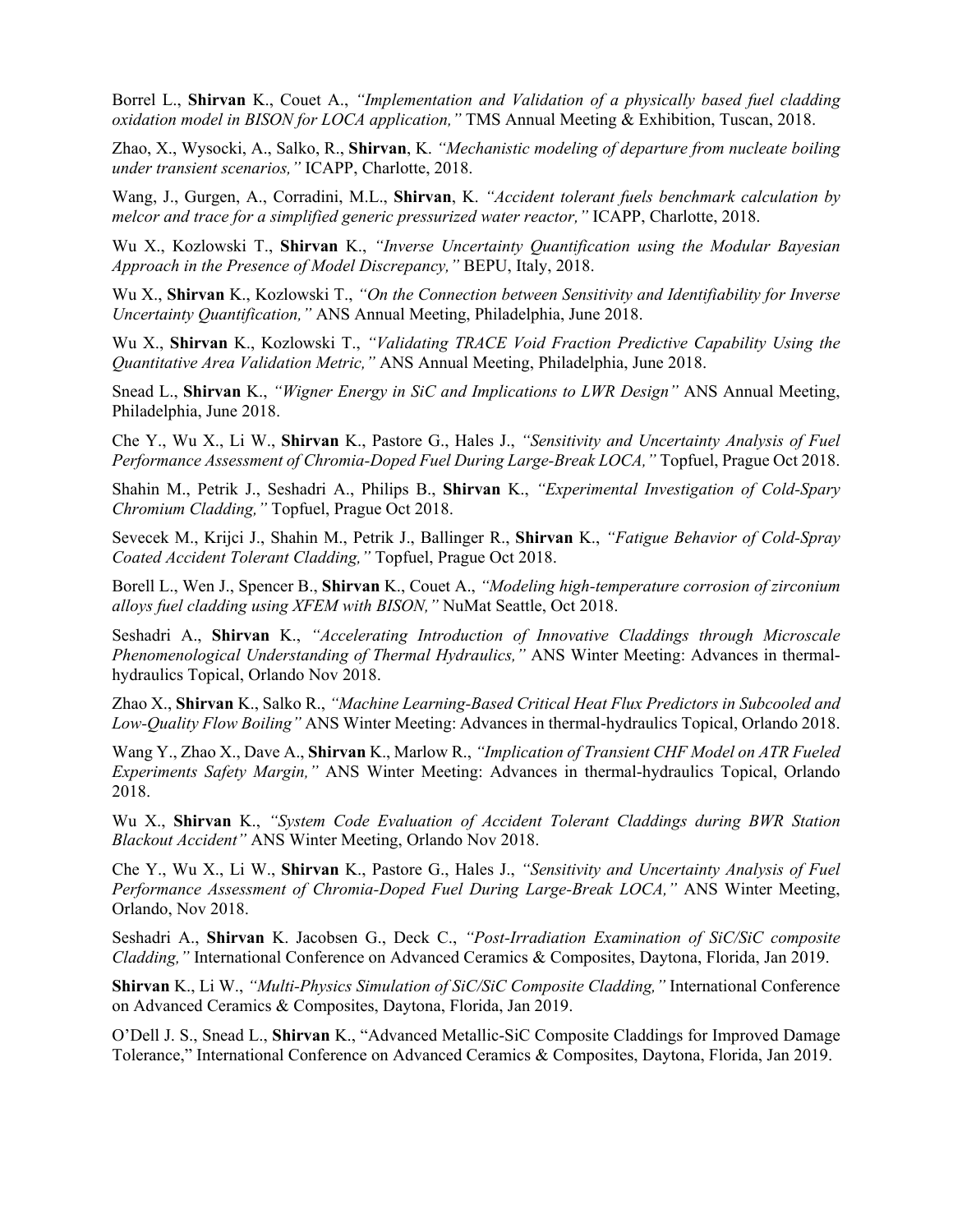Borrel L., **Shirvan** K., Couet A., *"Implementation and Validation of a physically based fuel cladding oxidation model in BISON for LOCA application,"* TMS Annual Meeting & Exhibition, Tuscan, 2018.

Zhao, X., Wysocki, A., Salko, R., **Shirvan**, K. *"Mechanistic modeling of departure from nucleate boiling under transient scenarios,"* ICAPP, Charlotte, 2018.

Wang, J., Gurgen, A., Corradini, M.L., **Shirvan**, K. *"Accident tolerant fuels benchmark calculation by melcor and trace for a simplified generic pressurized water reactor,"* ICAPP, Charlotte, 2018.

Wu X., Kozlowski T., **Shirvan** K., *"Inverse Uncertainty Quantification using the Modular Bayesian Approach in the Presence of Model Discrepancy,"* BEPU, Italy, 2018.

Wu X., **Shirvan** K., Kozlowski T., *"On the Connection between Sensitivity and Identifiability for Inverse Uncertainty Quantification,"* ANS Annual Meeting, Philadelphia, June 2018.

Wu X., **Shirvan** K., Kozlowski T., *"Validating TRACE Void Fraction Predictive Capability Using the Quantitative Area Validation Metric,"* ANS Annual Meeting, Philadelphia, June 2018.

Snead L., **Shirvan** K., *"Wigner Energy in SiC and Implications to LWR Design"* ANS Annual Meeting, Philadelphia, June 2018.

Che Y., Wu X., Li W., **Shirvan** K., Pastore G., Hales J., *"Sensitivity and Uncertainty Analysis of Fuel Performance Assessment of Chromia-Doped Fuel During Large-Break LOCA,"* Topfuel, Prague Oct 2018.

Shahin M., Petrik J., Seshadri A., Philips B., **Shirvan** K., *"Experimental Investigation of Cold-Spary Chromium Cladding,"* Topfuel, Prague Oct 2018.

Sevecek M., Krijci J., Shahin M., Petrik J., Ballinger R., **Shirvan** K., *"Fatigue Behavior of Cold-Spray Coated Accident Tolerant Cladding,"* Topfuel, Prague Oct 2018.

Borell L., Wen J., Spencer B., **Shirvan** K., Couet A., *"Modeling high-temperature corrosion of zirconium alloys fuel cladding using XFEM with BISON,"* NuMat Seattle, Oct 2018.

Seshadri A., **Shirvan** K., *"Accelerating Introduction of Innovative Claddings through Microscale Phenomenological Understanding of Thermal Hydraulics,"* ANS Winter Meeting: Advances in thermal-hydraulics Topical, Orlando Nov 2018.

Zhao X., **Shirvan** K., Salko R., *"Machine Learning-Based Critical Heat Flux Predictors in Subcooled and Low-Quality Flow Boiling"* ANS Winter Meeting: Advances in thermal-hydraulics Topical, Orlando 2018.

Wang Y., Zhao X., Dave A., **Shirvan** K., Marlow R., *"Implication of Transient CHF Model on ATR Fueled Experiments Safety Margin,"* ANS Winter Meeting: Advances in thermal-hydraulics Topical, Orlando 2018.

Wu X., **Shirvan** K., *"System Code Evaluation of Accident Tolerant Claddings during BWR Station Blackout Accident"* ANS Winter Meeting, Orlando Nov 2018.

Che Y., Wu X., Li W., **Shirvan** K., Pastore G., Hales J., *"Sensitivity and Uncertainty Analysis of Fuel Performance Assessment of Chromia-Doped Fuel During Large-Break LOCA,"* ANS Winter Meeting, Orlando, Nov 2018.

Seshadri A., **Shirvan** K. Jacobsen G., Deck C., *"Post-Irradiation Examination of SiC/SiC composite Cladding,"* International Conference on Advanced Ceramics & Composites, Daytona, Florida, Jan 2019.

**Shirvan** K., Li W., *"Multi-Physics Simulation of SiC/SiC Composite Cladding,"* International Conference on Advanced Ceramics & Composites, Daytona, Florida, Jan 2019.

O'Dell J. S., Snead L., **Shirvan** K., "Advanced Metallic-SiC Composite Claddings for Improved Damage Tolerance," International Conference on Advanced Ceramics & Composites, Daytona, Florida, Jan 2019.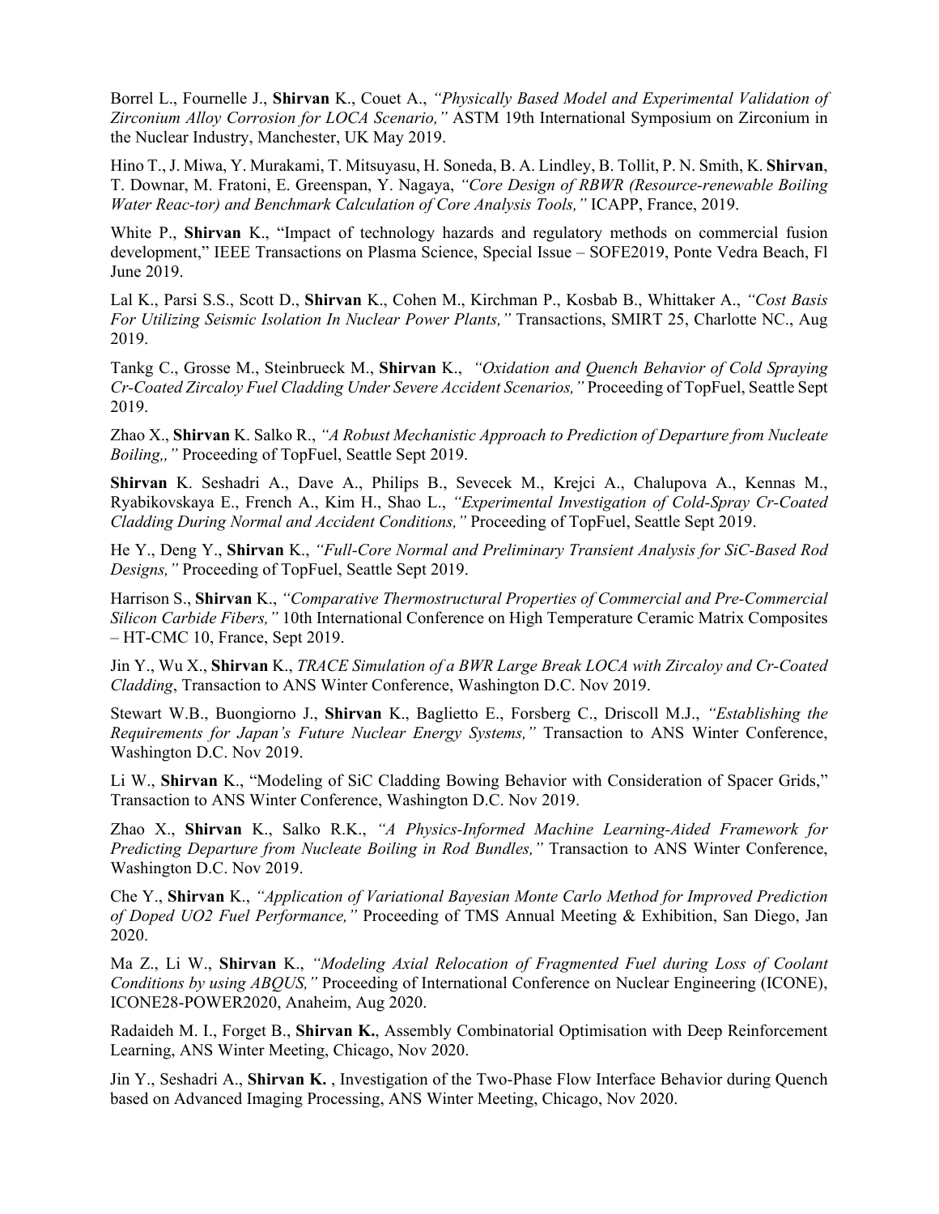Borrel L., Fournelle J., **Shirvan** K., Couet A., *"Physically Based Model and Experimental Validation of Zirconium Alloy Corrosion for LOCA Scenario,"* ASTM 19th International Symposium on Zirconium in the Nuclear Industry, Manchester, UK May 2019.

Hino T., J. Miwa, Y. Murakami, T. Mitsuyasu, H. Soneda, B. A. Lindley, B. Tollit, P. N. Smith, K. **Shirvan**, T. Downar, M. Fratoni, E. Greenspan, Y. Nagaya, *"Core Design of RBWR (Resource-renewable Boiling Water Reac-tor) and Benchmark Calculation of Core Analysis Tools,"* ICAPP, France, 2019.

White P., **Shirvan** K., "Impact of technology hazards and regulatory methods on commercial fusion development," IEEE Transactions on Plasma Science, Special Issue – SOFE2019, Ponte Vedra Beach, Fl June 2019.

Lal K., Parsi S.S., Scott D., **Shirvan** K., Cohen M., Kirchman P., Kosbab B., Whittaker A., *"Cost Basis For Utilizing Seismic Isolation In Nuclear Power Plants,"* Transactions, SMIRT 25, Charlotte NC., Aug 2019.

Tankg C., Grosse M., Steinbrueck M., **Shirvan** K., *"Oxidation and Quench Behavior of Cold Spraying Cr-Coated Zircaloy Fuel Cladding Under Severe Accident Scenarios,"* Proceeding of TopFuel, Seattle Sept 2019.

Zhao X., **Shirvan** K. Salko R., *"A Robust Mechanistic Approach to Prediction of Departure from Nucleate Boiling,,"* Proceeding of TopFuel, Seattle Sept 2019.

**Shirvan** K. Seshadri A., Dave A., Philips B., Sevecek M., Krejci A., Chalupova A., Kennas M., Ryabikovskaya E., French A., Kim H., Shao L., *"Experimental Investigation of Cold-Spray Cr-Coated Cladding During Normal and Accident Conditions,"* Proceeding of TopFuel, Seattle Sept 2019.

He Y., Deng Y., **Shirvan** K., *"Full-Core Normal and Preliminary Transient Analysis for SiC-Based Rod Designs,"* Proceeding of TopFuel, Seattle Sept 2019.

Harrison S., **Shirvan** K., *"Comparative Thermostructural Properties of Commercial and Pre-Commercial Silicon Carbide Fibers,"* 10th International Conference on High Temperature Ceramic Matrix Composites – HT-CMC 10, France, Sept 2019.

Jin Y., Wu X., **Shirvan** K., *TRACE Simulation of a BWR Large Break LOCA with Zircaloy and Cr-Coated Cladding*, Transaction to ANS Winter Conference, Washington D.C. Nov 2019.

Stewart W.B., Buongiorno J., **Shirvan** K., Baglietto E., Forsberg C., Driscoll M.J., *"Establishing the Requirements for Japan's Future Nuclear Energy Systems,"* Transaction to ANS Winter Conference, Washington D.C. Nov 2019.

Li W., **Shirvan** K., "Modeling of SiC Cladding Bowing Behavior with Consideration of Spacer Grids," Transaction to ANS Winter Conference, Washington D.C. Nov 2019.

Zhao X., **Shirvan** K., Salko R.K., *"A Physics-Informed Machine Learning-Aided Framework for Predicting Departure from Nucleate Boiling in Rod Bundles,"* Transaction to ANS Winter Conference, Washington D.C. Nov 2019.

Che Y., **Shirvan** K., *"Application of Variational Bayesian Monte Carlo Method for Improved Prediction of Doped UO2 Fuel Performance,"* Proceeding of TMS Annual Meeting & Exhibition, San Diego, Jan 2020.

Ma Z., Li W., **Shirvan** K., *"Modeling Axial Relocation of Fragmented Fuel during Loss of Coolant Conditions by using ABQUS,"* Proceeding of International Conference on Nuclear Engineering (ICONE), ICONE28-POWER2020, Anaheim, Aug 2020.

Radaideh M. I., Forget B., **Shirvan K.**, Assembly Combinatorial Optimisation with Deep Reinforcement Learning, ANS Winter Meeting, Chicago, Nov 2020.

Jin Y., Seshadri A., **Shirvan K.** , Investigation of the Two-Phase Flow Interface Behavior during Quench based on Advanced Imaging Processing, ANS Winter Meeting, Chicago, Nov 2020.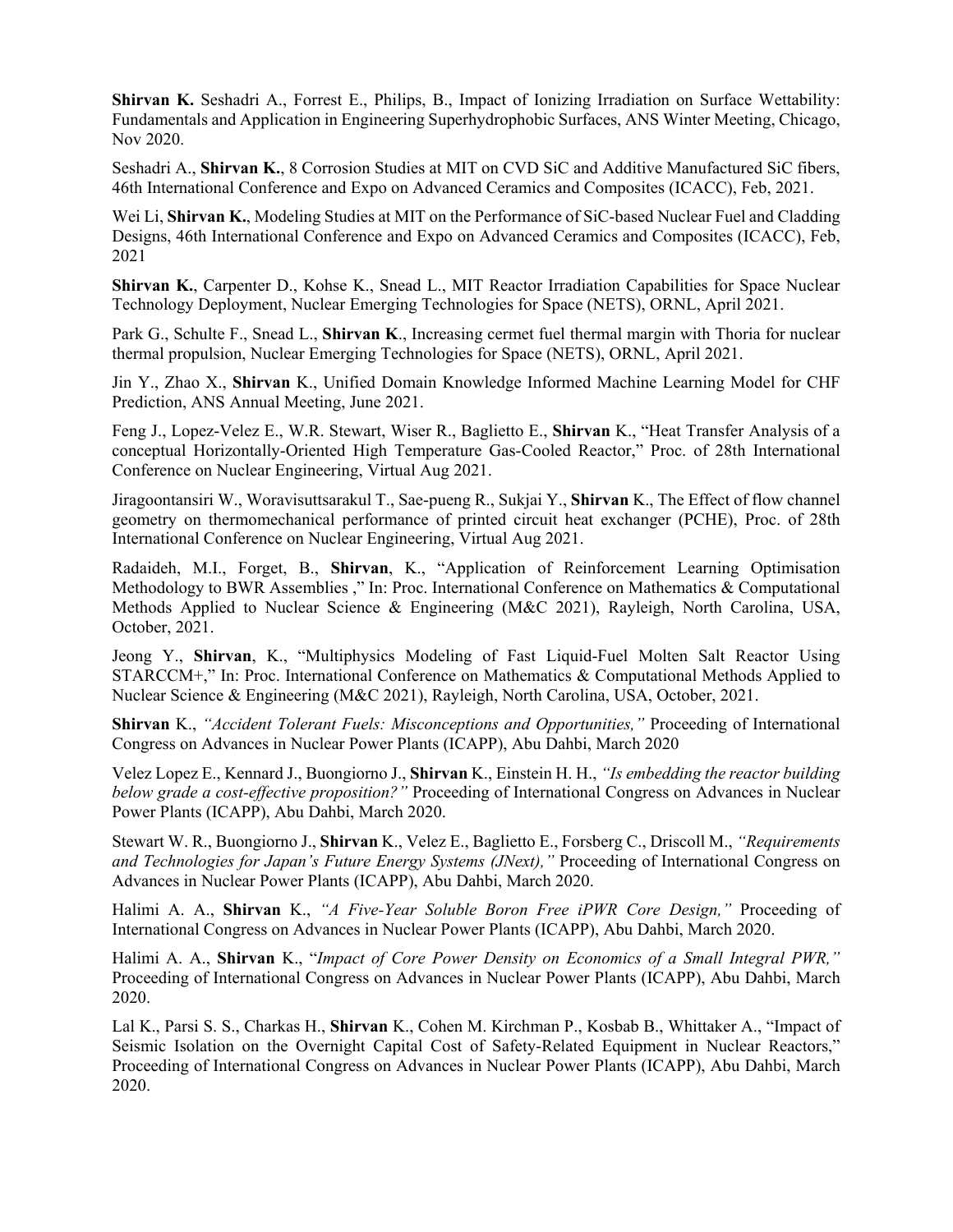**Shirvan K.** Seshadri A., Forrest E., Philips, B., Impact of Ionizing Irradiation on Surface Wettability: Fundamentals and Application in Engineering Superhydrophobic Surfaces, ANS Winter Meeting, Chicago, Nov 2020.

Seshadri A., **Shirvan K.**, 8 Corrosion Studies at MIT on CVD SiC and Additive Manufactured SiC fibers, 46th International Conference and Expo on Advanced Ceramics and Composites (ICACC), Feb, 2021.

Wei Li, **Shirvan K.**, Modeling Studies at MIT on the Performance of SiC-based Nuclear Fuel and Cladding Designs, 46th International Conference and Expo on Advanced Ceramics and Composites (ICACC), Feb, 2021

**Shirvan K.**, Carpenter D., Kohse K., Snead L., MIT Reactor Irradiation Capabilities for Space Nuclear Technology Deployment, Nuclear Emerging Technologies for Space (NETS), ORNL, April 2021.

Park G., Schulte F., Snead L., **Shirvan K**., Increasing cermet fuel thermal margin with Thoria for nuclear thermal propulsion, Nuclear Emerging Technologies for Space (NETS), ORNL, April 2021.

Jin Y., Zhao X., **Shirvan** K., Unified Domain Knowledge Informed Machine Learning Model for CHF Prediction, ANS Annual Meeting, June 2021.

Feng J., Lopez-Velez E., W.R. Stewart, Wiser R., Baglietto E., **Shirvan** K., "Heat Transfer Analysis of a conceptual Horizontally-Oriented High Temperature Gas-Cooled Reactor," Proc. of 28th International Conference on Nuclear Engineering, Virtual Aug 2021.

Jiragoontansiri W., Woravisuttsarakul T., Sae-pueng R., Sukjai Y., **Shirvan** K., The Effect of flow channel geometry on thermomechanical performance of printed circuit heat exchanger (PCHE), Proc. of 28th International Conference on Nuclear Engineering, Virtual Aug 2021.

Radaideh, M.I., Forget, B., **Shirvan**, K., "Application of Reinforcement Learning Optimisation Methodology to BWR Assemblies ," In: Proc. International Conference on Mathematics & Computational Methods Applied to Nuclear Science & Engineering (M&C 2021), Rayleigh, North Carolina, USA, October, 2021.

Jeong Y., **Shirvan**, K., "Multiphysics Modeling of Fast Liquid-Fuel Molten Salt Reactor Using STARCCM+," In: Proc. International Conference on Mathematics & Computational Methods Applied to Nuclear Science & Engineering (M&C 2021), Rayleigh, North Carolina, USA, October, 2021.

**Shirvan** K., *"Accident Tolerant Fuels: Misconceptions and Opportunities,"* Proceeding of International Congress on Advances in Nuclear Power Plants (ICAPP), Abu Dahbi, March 2020

Velez Lopez E., Kennard J., Buongiorno J., **Shirvan** K., Einstein H. H., *"Is embedding the reactor building below grade a cost-effective proposition?"* Proceeding of International Congress on Advances in Nuclear Power Plants (ICAPP), Abu Dahbi, March 2020.

Stewart W. R., Buongiorno J., **Shirvan** K., Velez E., Baglietto E., Forsberg C., Driscoll M., *"Requirements and Technologies for Japan's Future Energy Systems (JNext),"* Proceeding of International Congress on Advances in Nuclear Power Plants (ICAPP), Abu Dahbi, March 2020.

Halimi A. A., **Shirvan** K., *"A Five-Year Soluble Boron Free iPWR Core Design,"* Proceeding of International Congress on Advances in Nuclear Power Plants (ICAPP), Abu Dahbi, March 2020.

Halimi A. A., **Shirvan** K., "*Impact of Core Power Density on Economics of a Small Integral PWR,"* Proceeding of International Congress on Advances in Nuclear Power Plants (ICAPP), Abu Dahbi, March 2020.

Lal K., Parsi S. S., Charkas H., **Shirvan** K., Cohen M. Kirchman P., Kosbab B., Whittaker A., "Impact of Seismic Isolation on the Overnight Capital Cost of Safety-Related Equipment in Nuclear Reactors," Proceeding of International Congress on Advances in Nuclear Power Plants (ICAPP), Abu Dahbi, March 2020.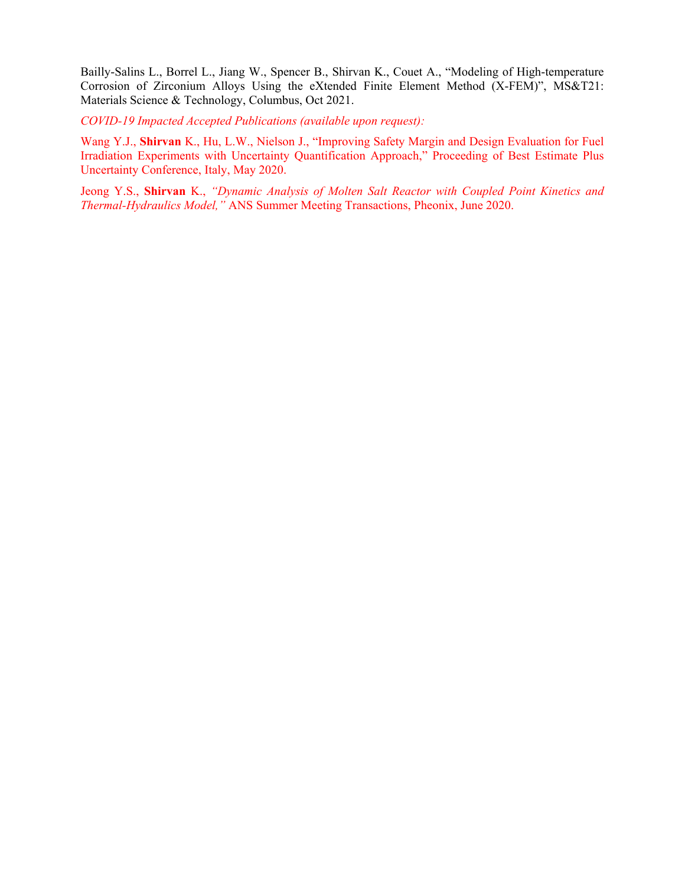Bailly-Salins L., Borrel L., Jiang W., Spencer B., Shirvan K., Couet A., "Modeling of High-temperature Corrosion of Zirconium Alloys Using the eXtended Finite Element Method (X-FEM)", MS&T21: Materials Science & Technology, Columbus, Oct 2021.

*COVID-19 Impacted Accepted Publications (available upon request):*

Wang Y.J., **Shirvan** K., Hu, L.W., Nielson J., "Improving Safety Margin and Design Evaluation for Fuel Irradiation Experiments with Uncertainty Quantification Approach," Proceeding of Best Estimate Plus Uncertainty Conference, Italy, May 2020.

Jeong Y.S., **Shirvan** K., *"Dynamic Analysis of Molten Salt Reactor with Coupled Point Kinetics and Thermal-Hydraulics Model,"* ANS Summer Meeting Transactions, Pheonix, June 2020.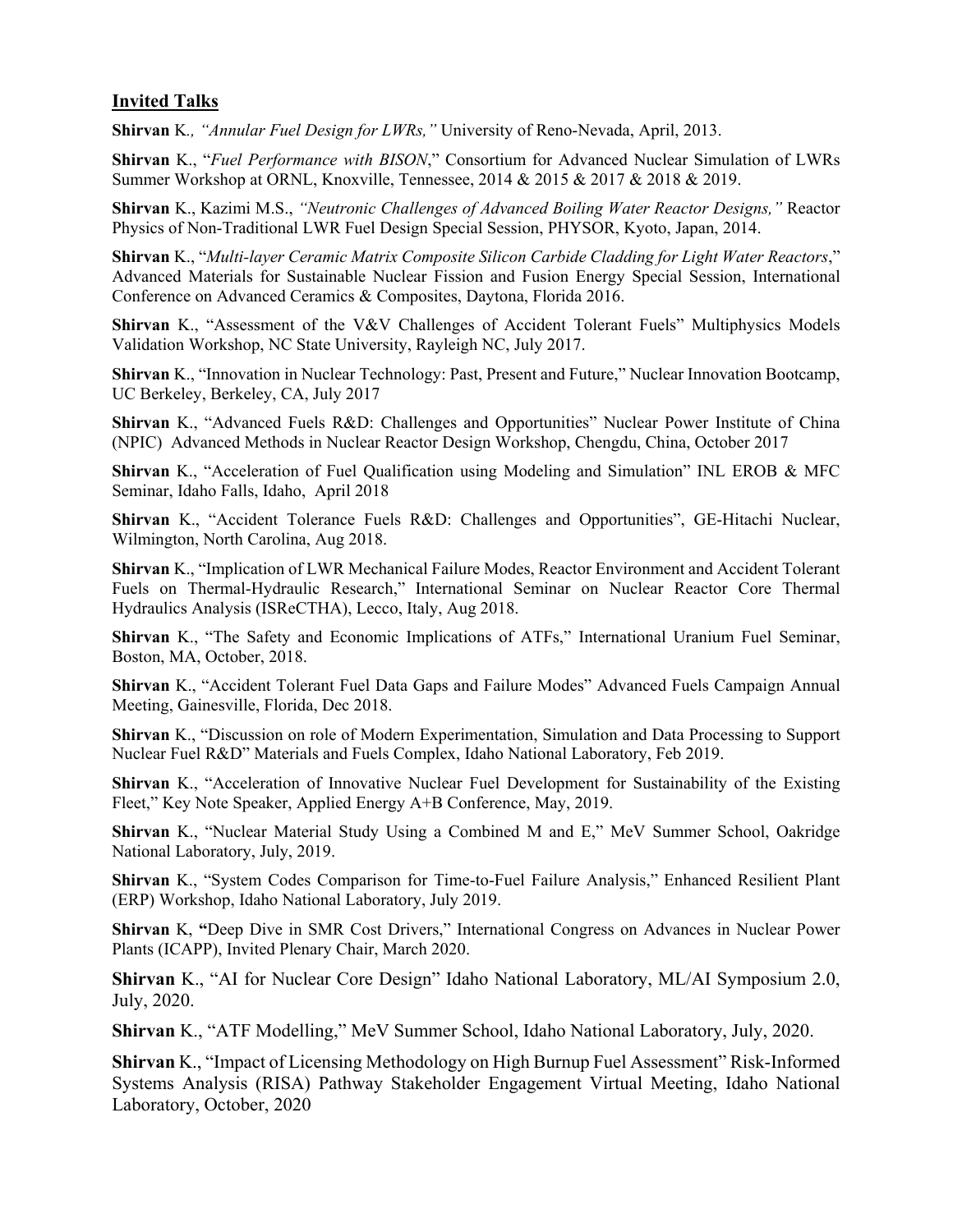## Invited Talks

**Shirvan** K*., "Annular Fuel Design for LWRs,"* University of Reno-Nevada, April, 2013.

**Shirvan** K., "*Fuel Performance with BISON*," Consortium for Advanced Nuclear Simulation of LWRs Summer Workshop at ORNL, Knoxville, Tennessee, 2014 & 2015 & 2017 & 2018 & 2019.

**Shirvan** K., Kazimi M.S., *"Neutronic Challenges of Advanced Boiling Water Reactor Designs,"* Reactor Physics of Non-Traditional LWR Fuel Design Special Session, PHYSOR, Kyoto, Japan, 2014.

**Shirvan** K., "*Multi-layer Ceramic Matrix Composite Silicon Carbide Cladding for Light Water Reactors*," Advanced Materials for Sustainable Nuclear Fission and Fusion Energy Special Session, International Conference on Advanced Ceramics & Composites, Daytona, Florida 2016.

**Shirvan** K., "Assessment of the V&V Challenges of Accident Tolerant Fuels" Multiphysics Models Validation Workshop, NC State University, Rayleigh NC, July 2017.

**Shirvan** K., "Innovation in Nuclear Technology: Past, Present and Future," Nuclear Innovation Bootcamp, UC Berkeley, Berkeley, CA, July 2017

**Shirvan** K., "Advanced Fuels R&D: Challenges and Opportunities" Nuclear Power Institute of China (NPIC) Advanced Methods in Nuclear Reactor Design Workshop, Chengdu, China, October 2017

**Shirvan** K., "Acceleration of Fuel Qualification using Modeling and Simulation" INL EROB & MFC Seminar, Idaho Falls, Idaho, April 2018

**Shirvan** K., "Accident Tolerance Fuels R&D: Challenges and Opportunities", GE-Hitachi Nuclear, Wilmington, North Carolina, Aug 2018.

**Shirvan** K., "Implication of LWR Mechanical Failure Modes, Reactor Environment and Accident Tolerant Fuels on Thermal-Hydraulic Research," International Seminar on Nuclear Reactor Core Thermal Hydraulics Analysis (ISReCTHA), Lecco, Italy, Aug 2018.

**Shirvan** K., "The Safety and Economic Implications of ATFs," International Uranium Fuel Seminar, Boston, MA, October, 2018.

**Shirvan** K., "Accident Tolerant Fuel Data Gaps and Failure Modes" Advanced Fuels Campaign Annual Meeting, Gainesville, Florida, Dec 2018.

**Shirvan** K., "Discussion on role of Modern Experimentation, Simulation and Data Processing to Support Nuclear Fuel R&D" Materials and Fuels Complex, Idaho National Laboratory, Feb 2019.

**Shirvan** K., "Acceleration of Innovative Nuclear Fuel Development for Sustainability of the Existing Fleet," Key Note Speaker, Applied Energy A+B Conference, May, 2019.

**Shirvan** K., "Nuclear Material Study Using a Combined M and E," MeV Summer School, Oakridge National Laboratory, July, 2019.

**Shirvan** K., "System Codes Comparison for Time-to-Fuel Failure Analysis," Enhanced Resilient Plant (ERP) Workshop, Idaho National Laboratory, July 2019.

**Shirvan** K, **"**Deep Dive in SMR Cost Drivers," International Congress on Advances in Nuclear Power Plants (ICAPP), Invited Plenary Chair, March 2020.

**Shirvan** K., "AI for Nuclear Core Design" Idaho National Laboratory, ML/AI Symposium 2.0, July, 2020.

**Shirvan** K., "ATF Modelling," MeV Summer School, Idaho National Laboratory, July, 2020.

**Shirvan** K., "Impact of Licensing Methodology on High Burnup Fuel Assessment" Risk-Informed Systems Analysis (RISA) Pathway Stakeholder Engagement Virtual Meeting, Idaho National Laboratory, October, 2020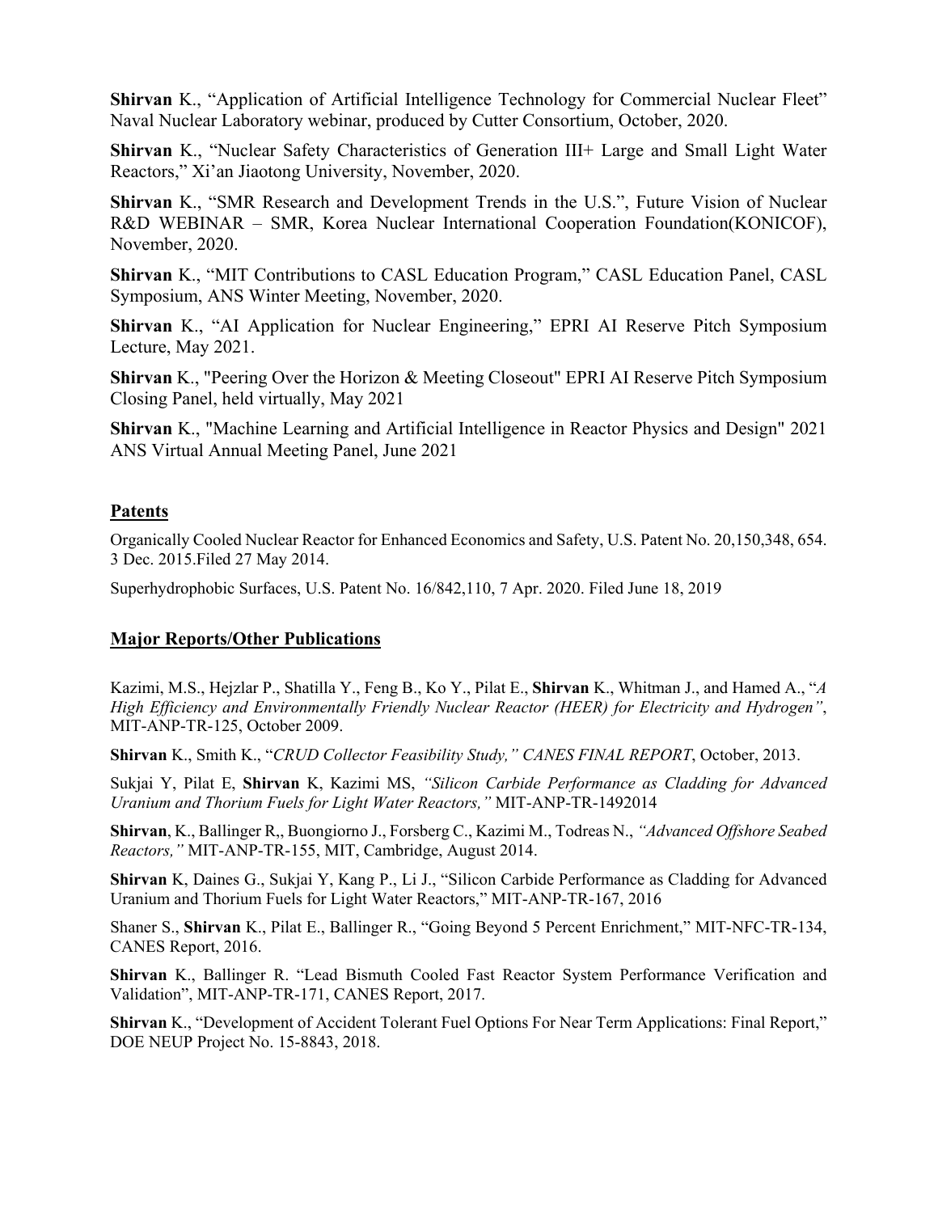**Shirvan** K., "Application of Artificial Intelligence Technology for Commercial Nuclear Fleet" Naval Nuclear Laboratory webinar, produced by Cutter Consortium, October, 2020.

**Shirvan** K., "Nuclear Safety Characteristics of Generation III+ Large and Small Light Water Reactors," Xi'an Jiaotong University, November, 2020.

**Shirvan** K., "SMR Research and Development Trends in the U.S.", Future Vision of Nuclear R&D WEBINAR – SMR, Korea Nuclear International Cooperation Foundation(KONICOF), November, 2020.

**Shirvan** K., "MIT Contributions to CASL Education Program," CASL Education Panel, CASL Symposium, ANS Winter Meeting, November, 2020.

**Shirvan** K., "AI Application for Nuclear Engineering," EPRI AI Reserve Pitch Symposium Lecture, May 2021.

**Shirvan** K., "Peering Over the Horizon & Meeting Closeout" EPRI AI Reserve Pitch Symposium Closing Panel, held virtually, May 2021

**Shirvan** K., "Machine Learning and Artificial Intelligence in Reactor Physics and Design" 2021 ANS Virtual Annual Meeting Panel, June 2021

## Patents

Organically Cooled Nuclear Reactor for Enhanced Economics and Safety, U.S. Patent No. 20,150,348, 654. 3 Dec. 2015.Filed 27 May 2014.

Superhydrophobic Surfaces, U.S. Patent No. 16/842,110, 7 Apr. 2020. Filed June 18, 2019

## Major Reports/Other Publications

Kazimi, M.S., Hejzlar P., Shatilla Y., Feng B., Ko Y., Pilat E., **Shirvan** K., Whitman J., and Hamed A., "*A High Efficiency and Environmentally Friendly Nuclear Reactor (HEER) for Electricity and Hydrogen"*, MIT-ANP-TR-125, October 2009.

**Shirvan** K., Smith K., "*CRUD Collector Feasibility Study," CANES FINAL REPORT*, October, 2013.

Sukjai Y, Pilat E, **Shirvan** K, Kazimi MS, *"Silicon Carbide Performance as Cladding for Advanced Uranium and Thorium Fuels for Light Water Reactors,"* MIT-ANP-TR-1492014

**Shirvan**, K., Ballinger R,, Buongiorno J., Forsberg C., Kazimi M., Todreas N., *"Advanced Offshore Seabed Reactors,"* MIT-ANP-TR-155, MIT, Cambridge, August 2014.

**Shirvan** K, Daines G., Sukjai Y, Kang P., Li J., "Silicon Carbide Performance as Cladding for Advanced Uranium and Thorium Fuels for Light Water Reactors," MIT-ANP-TR-167, 2016

Shaner S., **Shirvan** K., Pilat E., Ballinger R., "Going Beyond 5 Percent Enrichment," MIT-NFC-TR-134, CANES Report, 2016.

**Shirvan** K., Ballinger R. "Lead Bismuth Cooled Fast Reactor System Performance Verification and Validation", MIT-ANP-TR-171, CANES Report, 2017.

**Shirvan** K., "Development of Accident Tolerant Fuel Options For Near Term Applications: Final Report," DOE NEUP Project No. 15-8843, 2018.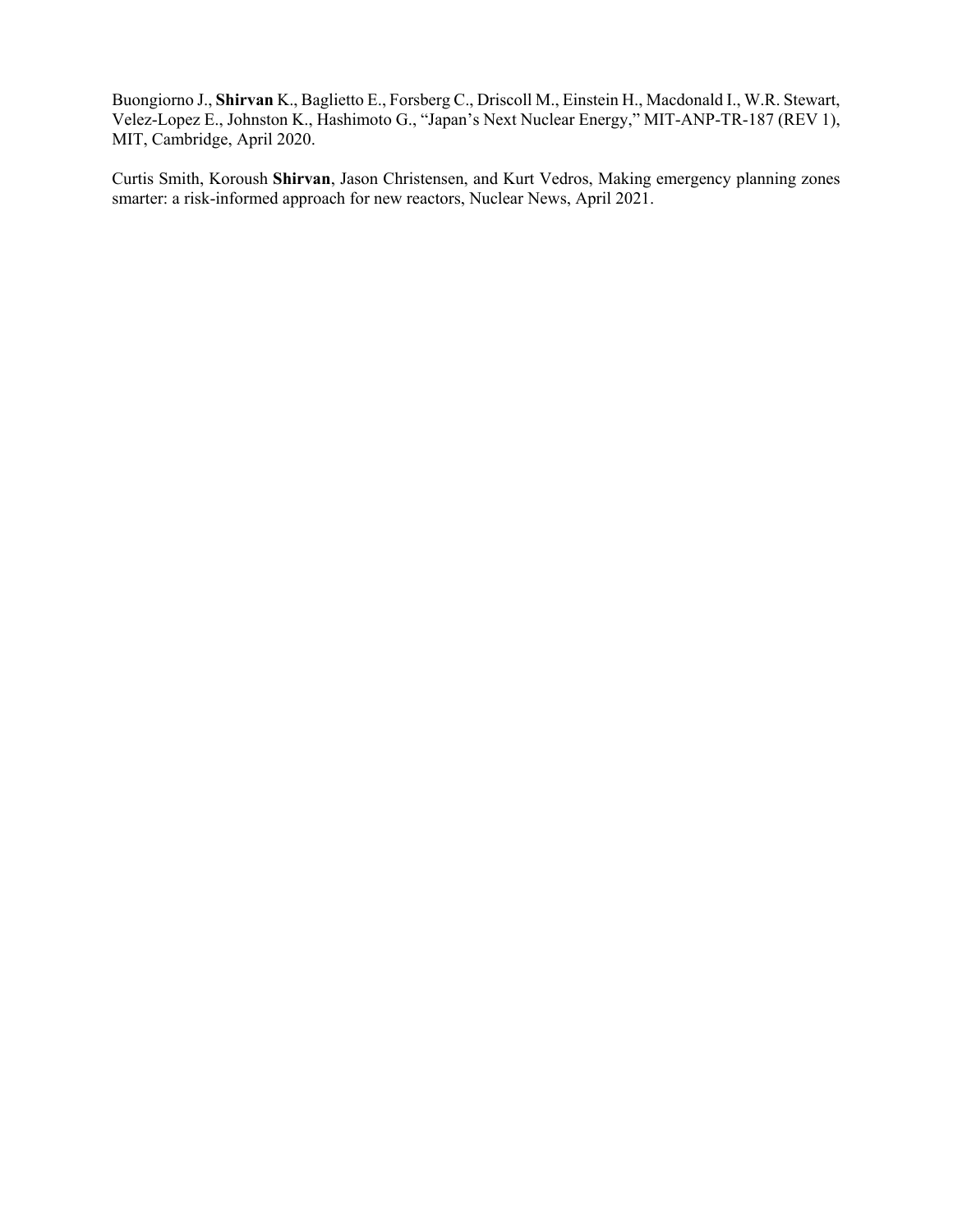Buongiorno J., **Shirvan** K., Baglietto E., Forsberg C., Driscoll M., Einstein H., Macdonald I., W.R. Stewart, Velez-Lopez E., Johnston K., Hashimoto G., "Japan's Next Nuclear Energy," MIT-ANP-TR-187 (REV 1), MIT, Cambridge, April 2020.

Curtis Smith, Koroush **Shirvan**, Jason Christensen, and Kurt Vedros, Making emergency planning zones smarter: a risk-informed approach for new reactors, Nuclear News, April 2021.